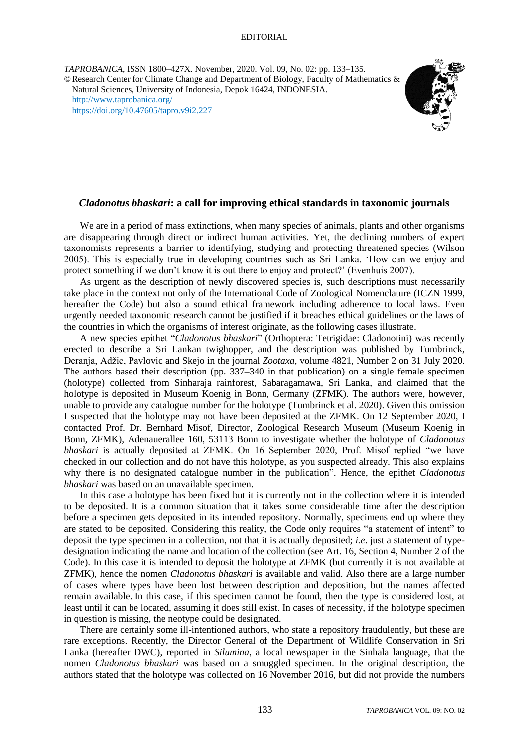EDITORIAL

*TAPROBANICA*, ISSN 1800–427X. November, 2020. Vol. 09, No. 02: pp. 133–135.
© Research Center for Climate Change and Department of Biology, Faculty of Mathematics & Natural Sciences, University of Indonesia, Depok 16424, INDONESIA.
http://www.taprobanica.org/
https://doi.org/10.47605/tapro.v9i2.227

## *Cladonotus bhaskari*: a call for improving ethical standards in taxonomic journals

We are in a period of mass extinctions, when many species of animals, plants and other organisms are disappearing through direct or indirect human activities. Yet, the declining numbers of expert taxonomists represents a barrier to identifying, studying and protecting threatened species (Wilson 2005). This is especially true in developing countries such as Sri Lanka. 'How can we enjoy and protect something if we don't know it is out there to enjoy and protect?' (Evenhuis 2007).

As urgent as the description of newly discovered species is, such descriptions must necessarily take place in the context not only of the International Code of Zoological Nomenclature (ICZN 1999, hereafter the Code) but also a sound ethical framework including adherence to local laws. Even urgently needed taxonomic research cannot be justified if it breaches ethical guidelines or the laws of the countries in which the organisms of interest originate, as the following cases illustrate.

A new species epithet "*Cladonotus bhaskari*" (Orthoptera: Tetrigidae: Cladonotini) was recently erected to describe a Sri Lankan twighopper, and the description was published by Tumbrinck, Deranja, Adžic, Pavlovic and Skejo in the journal *Zootaxa*, volume 4821, Number 2 on 31 July 2020. The authors based their description (pp. 337–340 in that publication) on a single female specimen (holotype) collected from Sinharaja rainforest, Sabaragamawa, Sri Lanka, and claimed that the holotype is deposited in Museum Koenig in Bonn, Germany (ZFMK). The authors were, however, unable to provide any catalogue number for the holotype (Tumbrinck et al. 2020). Given this omission I suspected that the holotype may not have been deposited at the ZFMK. On 12 September 2020, I contacted Prof. Dr. Bernhard Misof, Director, Zoological Research Museum (Museum Koenig in Bonn, ZFMK), Adenauerallee 160, 53113 Bonn to investigate whether the holotype of *Cladonotus bhaskari* is actually deposited at ZFMK. On 16 September 2020, Prof. Misof replied "we have checked in our collection and do not have this holotype, as you suspected already. This also explains why there is no designated catalogue number in the publication". Hence, the epithet *Cladonotus bhaskari* was based on an unavailable specimen.

In this case a holotype has been fixed but it is currently not in the collection where it is intended to be deposited. It is a common situation that it takes some considerable time after the description before a specimen gets deposited in its intended repository. Normally, specimens end up where they are stated to be deposited. Considering this reality, the Code only requires "a statement of intent" to deposit the type specimen in a collection, not that it is actually deposited; *i.e*. just a statement of type-designation indicating the name and location of the collection (see Art. 16, Section 4, Number 2 of the Code). In this case it is intended to deposit the holotype at ZFMK (but currently it is not available at ZFMK), hence the nomen *Cladonotus bhaskari* is available and valid. Also there are a large number of cases where types have been lost between description and deposition, but the names affected remain available. In this case, if this specimen cannot be found, then the type is considered lost, at least until it can be located, assuming it does still exist. In cases of necessity, if the holotype specimen in question is missing, the neotype could be designated.

There are certainly some ill-intentioned authors, who state a repository fraudulently, but these are rare exceptions. Recently, the Director General of the Department of Wildlife Conservation in Sri Lanka (hereafter DWC), reported in *Silumina*, a local newspaper in the Sinhala language, that the nomen *Cladonotus bhaskari* was based on a smuggled specimen. In the original description, the authors stated that the holotype was collected on 16 November 2016, but did not provide the numbers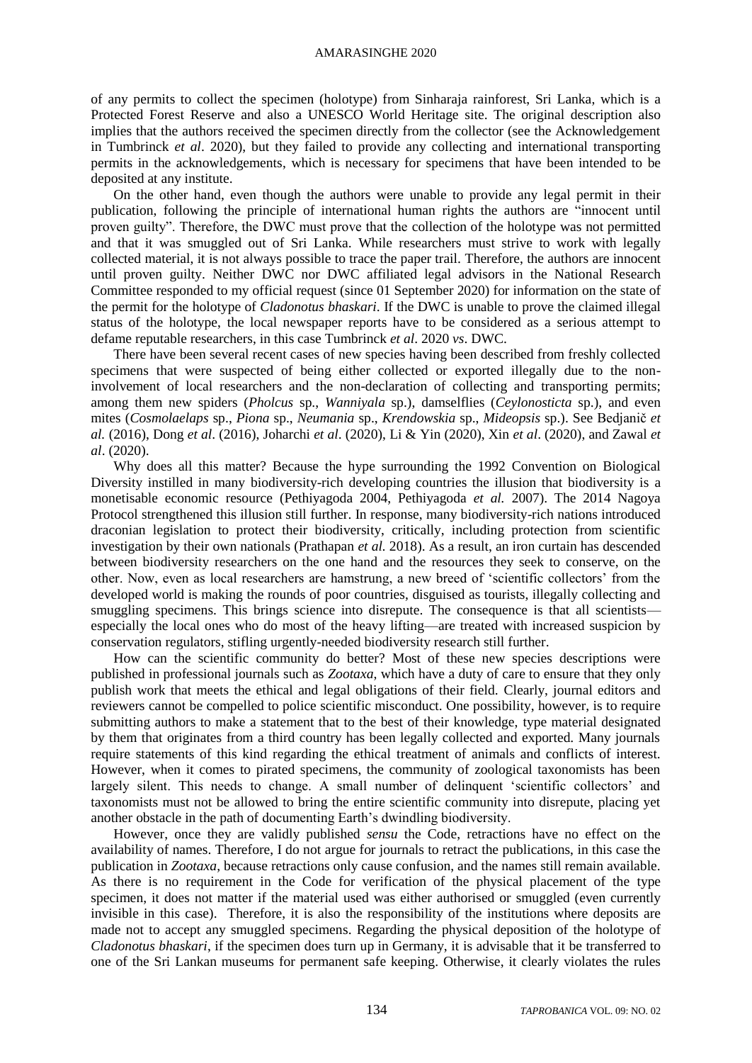of any permits to collect the specimen (holotype) from Sinharaja rainforest, Sri Lanka, which is a Protected Forest Reserve and also a UNESCO World Heritage site. The original description also implies that the authors received the specimen directly from the collector (see the Acknowledgement in Tumbrinck *et al*. 2020), but they failed to provide any collecting and international transporting permits in the acknowledgements, which is necessary for specimens that have been intended to be deposited at any institute.

On the other hand, even though the authors were unable to provide any legal permit in their publication, following the principle of international human rights the authors are "innocent until proven guilty". Therefore, the DWC must prove that the collection of the holotype was not permitted and that it was smuggled out of Sri Lanka. While researchers must strive to work with legally collected material, it is not always possible to trace the paper trail. Therefore, the authors are innocent until proven guilty. Neither DWC nor DWC affiliated legal advisors in the National Research Committee responded to my official request (since 01 September 2020) for information on the state of the permit for the holotype of *Cladonotus bhaskari*. If the DWC is unable to prove the claimed illegal status of the holotype, the local newspaper reports have to be considered as a serious attempt to defame reputable researchers, in this case Tumbrinck *et al*. 2020 *vs*. DWC.

There have been several recent cases of new species having been described from freshly collected specimens that were suspected of being either collected or exported illegally due to the non-involvement of local researchers and the non-declaration of collecting and transporting permits; among them new spiders (*Pholcus* sp., *Wanniyala* sp.), damselflies (*Ceylonosticta* sp.), and even mites (*Cosmolaelaps* sp., *Piona* sp., *Neumania* sp., *Krendowskia* sp., *Mideopsis* sp.). See Bedjanič *et al.* (2016), Dong *et al*. (2016), Joharchi *et al*. (2020), Li & Yin (2020), Xin *et al*. (2020), and Zawal *et al*. (2020).

Why does all this matter? Because the hype surrounding the 1992 Convention on Biological Diversity instilled in many biodiversity-rich developing countries the illusion that biodiversity is a monetisable economic resource (Pethiyagoda 2004, Pethiyagoda *et al.* 2007). The 2014 Nagoya Protocol strengthened this illusion still further. In response, many biodiversity-rich nations introduced draconian legislation to protect their biodiversity, critically, including protection from scientific investigation by their own nationals (Prathapan *et al.* 2018). As a result, an iron curtain has descended between biodiversity researchers on the one hand and the resources they seek to conserve, on the other. Now, even as local researchers are hamstrung, a new breed of 'scientific collectors' from the developed world is making the rounds of poor countries, disguised as tourists, illegally collecting and smuggling specimens. This brings science into disrepute. The consequence is that all scientists—especially the local ones who do most of the heavy lifting—are treated with increased suspicion by conservation regulators, stifling urgently-needed biodiversity research still further.

How can the scientific community do better? Most of these new species descriptions were published in professional journals such as *Zootaxa*, which have a duty of care to ensure that they only publish work that meets the ethical and legal obligations of their field. Clearly, journal editors and reviewers cannot be compelled to police scientific misconduct. One possibility, however, is to require submitting authors to make a statement that to the best of their knowledge, type material designated by them that originates from a third country has been legally collected and exported. Many journals require statements of this kind regarding the ethical treatment of animals and conflicts of interest. However, when it comes to pirated specimens, the community of zoological taxonomists has been largely silent. This needs to change. A small number of delinquent 'scientific collectors' and taxonomists must not be allowed to bring the entire scientific community into disrepute, placing yet another obstacle in the path of documenting Earth's dwindling biodiversity.

However, once they are validly published *sensu* the Code, retractions have no effect on the availability of names. Therefore, I do not argue for journals to retract the publications, in this case the publication in *Zootaxa*, because retractions only cause confusion, and the names still remain available. As there is no requirement in the Code for verification of the physical placement of the type specimen, it does not matter if the material used was either authorised or smuggled (even currently invisible in this case). Therefore, it is also the responsibility of the institutions where deposits are made not to accept any smuggled specimens. Regarding the physical deposition of the holotype of *Cladonotus bhaskari*, if the specimen does turn up in Germany, it is advisable that it be transferred to one of the Sri Lankan museums for permanent safe keeping. Otherwise, it clearly violates the rules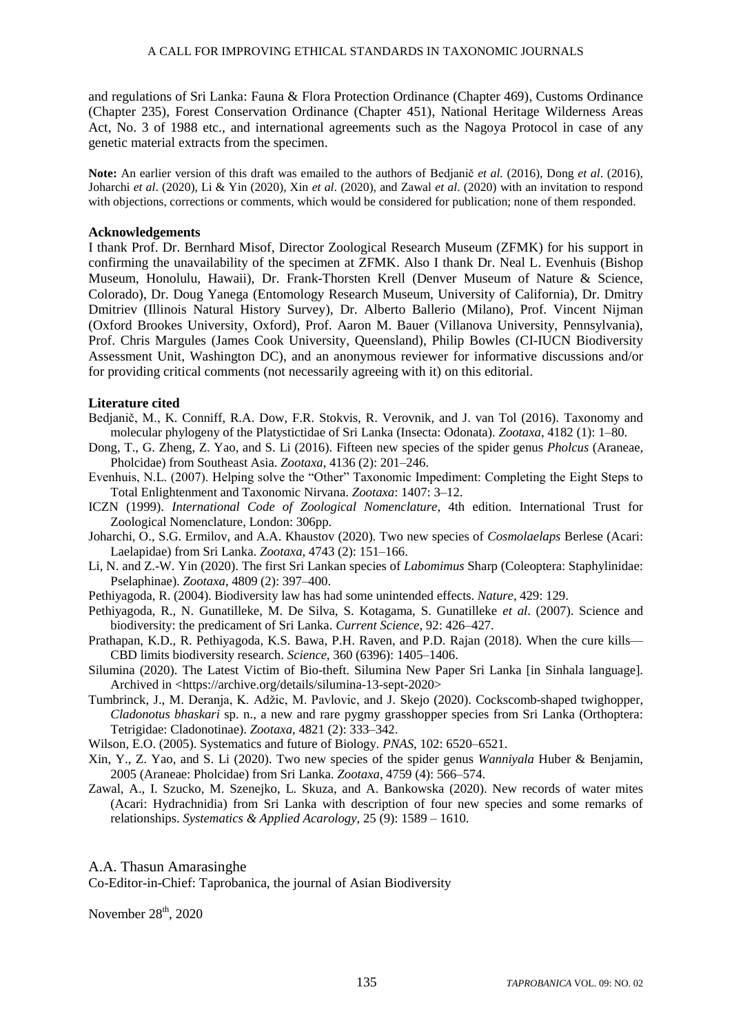and regulations of Sri Lanka: Fauna & Flora Protection Ordinance (Chapter 469), Customs Ordinance (Chapter 235), Forest Conservation Ordinance (Chapter 451), National Heritage Wilderness Areas Act, No. 3 of 1988 etc., and international agreements such as the Nagoya Protocol in case of any genetic material extracts from the specimen.

**Note:** An earlier version of this draft was emailed to the authors of Bedjanič *et al.* (2016), Dong *et al*. (2016), Joharchi *et al*. (2020), Li & Yin (2020), Xin *et al*. (2020), and Zawal *et al*. (2020) with an invitation to respond with objections, corrections or comments, which would be considered for publication; none of them responded.

**Acknowledgements**

I thank Prof. Dr. Bernhard Misof, Director Zoological Research Museum (ZFMK) for his support in confirming the unavailability of the specimen at ZFMK. Also I thank Dr. Neal L. Evenhuis (Bishop Museum, Honolulu, Hawaii), Dr. Frank-Thorsten Krell (Denver Museum of Nature & Science, Colorado), Dr. Doug Yanega (Entomology Research Museum, University of California), Dr. Dmitry Dmitriev (Illinois Natural History Survey), Dr. Alberto Ballerio (Milano), Prof. Vincent Nijman (Oxford Brookes University, Oxford), Prof. Aaron M. Bauer (Villanova University, Pennsylvania), Prof. Chris Margules (James Cook University, Queensland), Philip Bowles (CI-IUCN Biodiversity Assessment Unit, Washington DC), and an anonymous reviewer for informative discussions and/or for providing critical comments (not necessarily agreeing with it) on this editorial.

**Literature cited**

Bedjanič, M., K. Conniff, R.A. Dow, F.R. Stokvis, R. Verovnik, and J. van Tol (2016). Taxonomy and molecular phylogeny of the Platystictidae of Sri Lanka (Insecta: Odonata). *Zootaxa*, 4182 (1): 1–80.

Dong, T., G. Zheng, Z. Yao, and S. Li (2016). Fifteen new species of the spider genus *Pholcus* (Araneae, Pholcidae) from Southeast Asia. *Zootaxa*, 4136 (2): 201–246.

Evenhuis, N.L. (2007). Helping solve the "Other" Taxonomic Impediment: Completing the Eight Steps to Total Enlightenment and Taxonomic Nirvana. *Zootaxa*: 1407: 3–12.

ICZN (1999). *International Code of Zoological Nomenclature*, 4th edition. International Trust for Zoological Nomenclature, London: 306pp.

Joharchi, O., S.G. Ermilov, and A.A. Khaustov (2020). Two new species of *Cosmolaelaps* Berlese (Acari: Laelapidae) from Sri Lanka. *Zootaxa*, 4743 (2): 151–166.

Li, N. and Z.-W. Yin (2020). The first Sri Lankan species of *Labomimus* Sharp (Coleoptera: Staphylinidae: Pselaphinae). *Zootaxa*, 4809 (2): 397–400.

Pethiyagoda, R. (2004). Biodiversity law has had some unintended effects. *Nature*, 429: 129.

Pethiyagoda, R., N. Gunatilleke, M. De Silva, S. Kotagama, S. Gunatilleke *et al*. (2007). Science and biodiversity: the predicament of Sri Lanka. *Current Science*, 92: 426–427.

Prathapan, K.D., R. Pethiyagoda, K.S. Bawa, P.H. Raven, and P.D. Rajan (2018). When the cure kills—CBD limits biodiversity research. *Science*, 360 (6396): 1405–1406.

Silumina (2020). The Latest Victim of Bio-theft. Silumina New Paper Sri Lanka [in Sinhala language]. Archived in <https://archive.org/details/silumina-13-sept-2020>

Tumbrinck, J., M. Deranja, K. Adžic, M. Pavlovic, and J. Skejo (2020). Cockscomb-shaped twighopper, *Cladonotus bhaskari* sp. n., a new and rare pygmy grasshopper species from Sri Lanka (Orthoptera: Tetrigidae: Cladonotinae). *Zootaxa*, 4821 (2): 333–342.

Wilson, E.O. (2005). Systematics and future of Biology. *PNAS*, 102: 6520–6521.

Xin, Y., Z. Yao, and S. Li (2020). Two new species of the spider genus *Wanniyala* Huber & Benjamin, 2005 (Araneae: Pholcidae) from Sri Lanka. *Zootaxa*, 4759 (4): 566–574.

Zawal, A., I. Szucko, M. Szenejko, L. Skuza, and A. Bankowska (2020). New records of water mites (Acari: Hydrachnidia) from Sri Lanka with description of four new species and some remarks of relationships. *Systematics & Applied Acarology*, 25 (9): 1589 – 1610.

A.A. Thasun Amarasinghe

Co-Editor-in-Chief: Taprobanica, the journal of Asian Biodiversity

November 28th, 2020